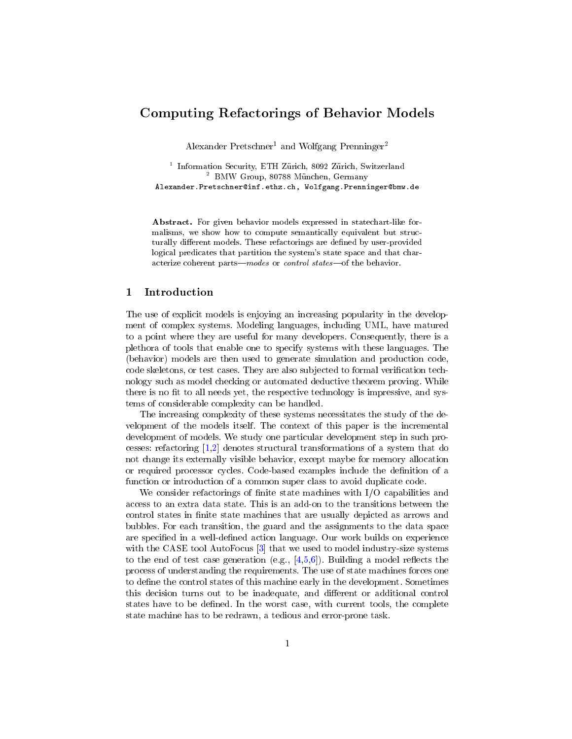# Computing Refactorings of Behavior Models

Alexander Pretschner[1] and Wolfgang Prenninger[2]

[1] Information Security, ETH Zürich, 8092 Zürich, Switzerland
[2] BMW Group, 80788 München, Germany
Alexander.Pretschner@inf.ethz.ch, Wolfgang.Prenninger@bmw.de

**Abstract.** For given behavior models expressed in statechart-like formalisms, we show how to compute semantically equivalent but structurally different models. These refactorings are defined by user-provided logical predicates that partition the system's state space and that characterize coherent parts—*modes* or *control states*—of the behavior.

## 1 Introduction

The use of explicit models is enjoying an increasing popularity in the development of complex systems. Modeling languages, including UML, have matured to a point where they are useful for many developers. Consequently, there is a plethora of tools that enable one to specify systems with these languages. The (behavior) models are then used to generate simulation and production code, code skeletons, or test cases. They are also subjected to formal verification technology such as model checking or automated deductive theorem proving. While there is no fit to all needs yet, the respective technology is impressive, and systems of considerable complexity can be handled.

The increasing complexity of these systems necessitates the study of the development of the models itself. The context of this paper is the incremental development of models. We study one particular development step in such processes: refactoring [1,2] denotes structural transformations of a system that do not change its externally visible behavior, except maybe for memory allocation or required processor cycles. Code-based examples include the definition of a function or introduction of a common super class to avoid duplicate code.

We consider refactorings of finite state machines with I/O capabilities and access to an extra data state. This is an add-on to the transitions between the control states in finite state machines that are usually depicted as arrows and bubbles. For each transition, the guard and the assignments to the data space are specified in a well-defined action language. Our work builds on experience with the CASE tool AutoFocus [3] that we used to model industry-size systems to the end of test case generation (e.g., [4,5,6]). Building a model reflects the process of understanding the requirements. The use of state machines forces one to define the control states of this machine early in the development. Sometimes this decision turns out to be inadequate, and different or additional control states have to be defined. In the worst case, with current tools, the complete state machine has to be redrawn, a tedious and error-prone task.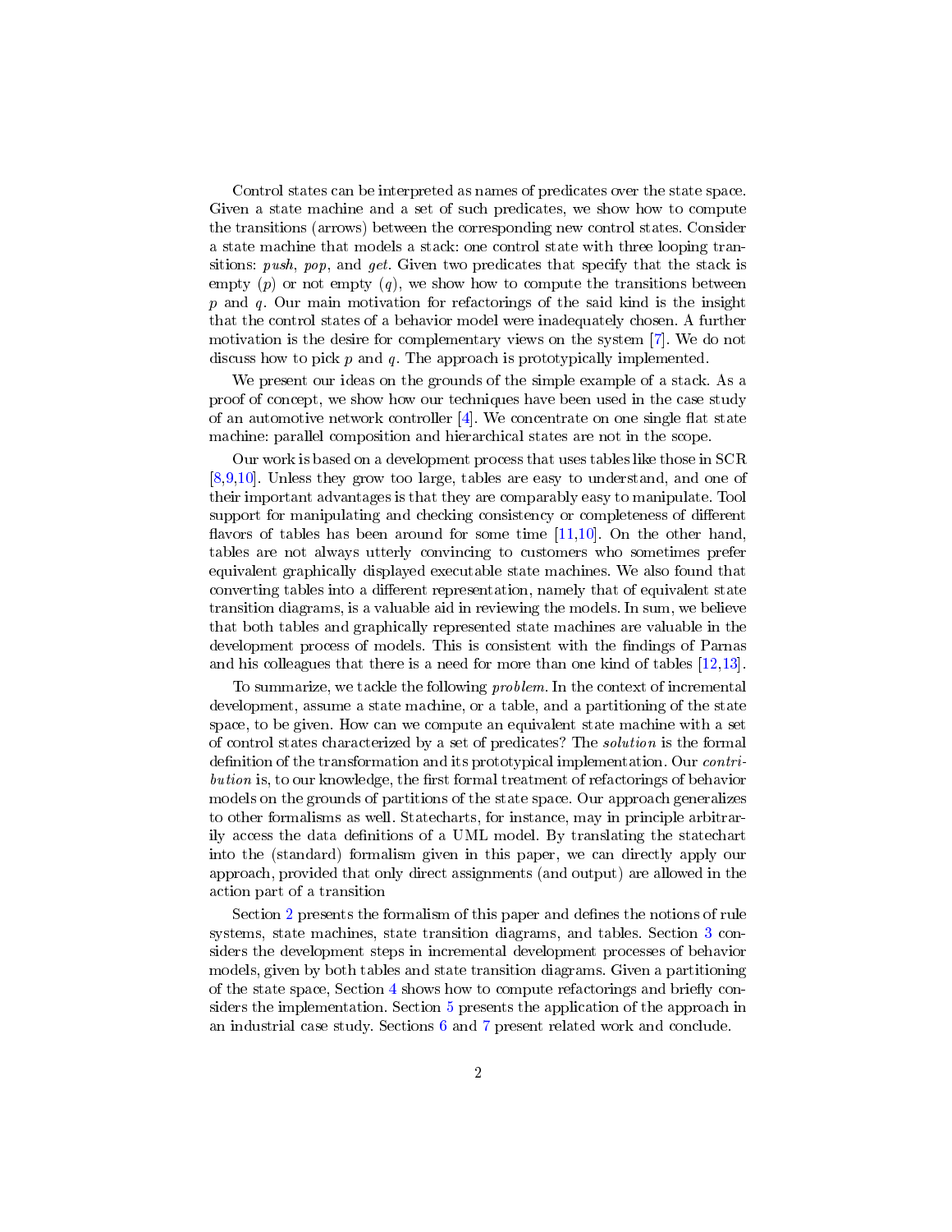Control states can be interpreted as names of predicates over the state space. Given a state machine and a set of such predicates, we show how to compute the transitions (arrows) between the corresponding new control states. Consider a state machine that models a stack: one control state with three looping transitions: *push*, *pop*, and *get*. Given two predicates that specify that the stack is empty ($p$) or not empty ($q$), we show how to compute the transitions between $p$ and $q$. Our main motivation for refactorings of the said kind is the insight that the control states of a behavior model were inadequately chosen. A further motivation is the desire for complementary views on the system [7]. We do not discuss how to pick $p$ and $q$. The approach is prototypically implemented.

We present our ideas on the grounds of the simple example of a stack. As a proof of concept, we show how our techniques have been used in the case study of an automotive network controller [4]. We concentrate on one single flat state machine: parallel composition and hierarchical states are not in the scope.

Our work is based on a development process that uses tables like those in SCR [8,9,10]. Unless they grow too large, tables are easy to understand, and one of their important advantages is that they are comparably easy to manipulate. Tool support for manipulating and checking consistency or completeness of different flavors of tables has been around for some time [11,10]. On the other hand, tables are not always utterly convincing to customers who sometimes prefer equivalent graphically displayed executable state machines. We also found that converting tables into a different representation, namely that of equivalent state transition diagrams, is a valuable aid in reviewing the models. In sum, we believe that both tables and graphically represented state machines are valuable in the development process of models. This is consistent with the findings of Parnas and his colleagues that there is a need for more than one kind of tables [12,13].

To summarize, we tackle the following *problem*. In the context of incremental development, assume a state machine, or a table, and a partitioning of the state space, to be given. How can we compute an equivalent state machine with a set of control states characterized by a set of predicates? The *solution* is the formal definition of the transformation and its prototypical implementation. Our *contribution* is, to our knowledge, the first formal treatment of refactorings of behavior models on the grounds of partitions of the state space. Our approach generalizes to other formalisms as well. Statecharts, for instance, may in principle arbitrarily access the data definitions of a UML model. By translating the statechart into the (standard) formalism given in this paper, we can directly apply our approach, provided that only direct assignments (and output) are allowed in the action part of a transition

Section 2 presents the formalism of this paper and defines the notions of rule systems, state machines, state transition diagrams, and tables. Section 3 considers the development steps in incremental development processes of behavior models, given by both tables and state transition diagrams. Given a partitioning of the state space, Section 4 shows how to compute refactorings and briefly considers the implementation. Section 5 presents the application of the approach in an industrial case study. Sections 6 and 7 present related work and conclude.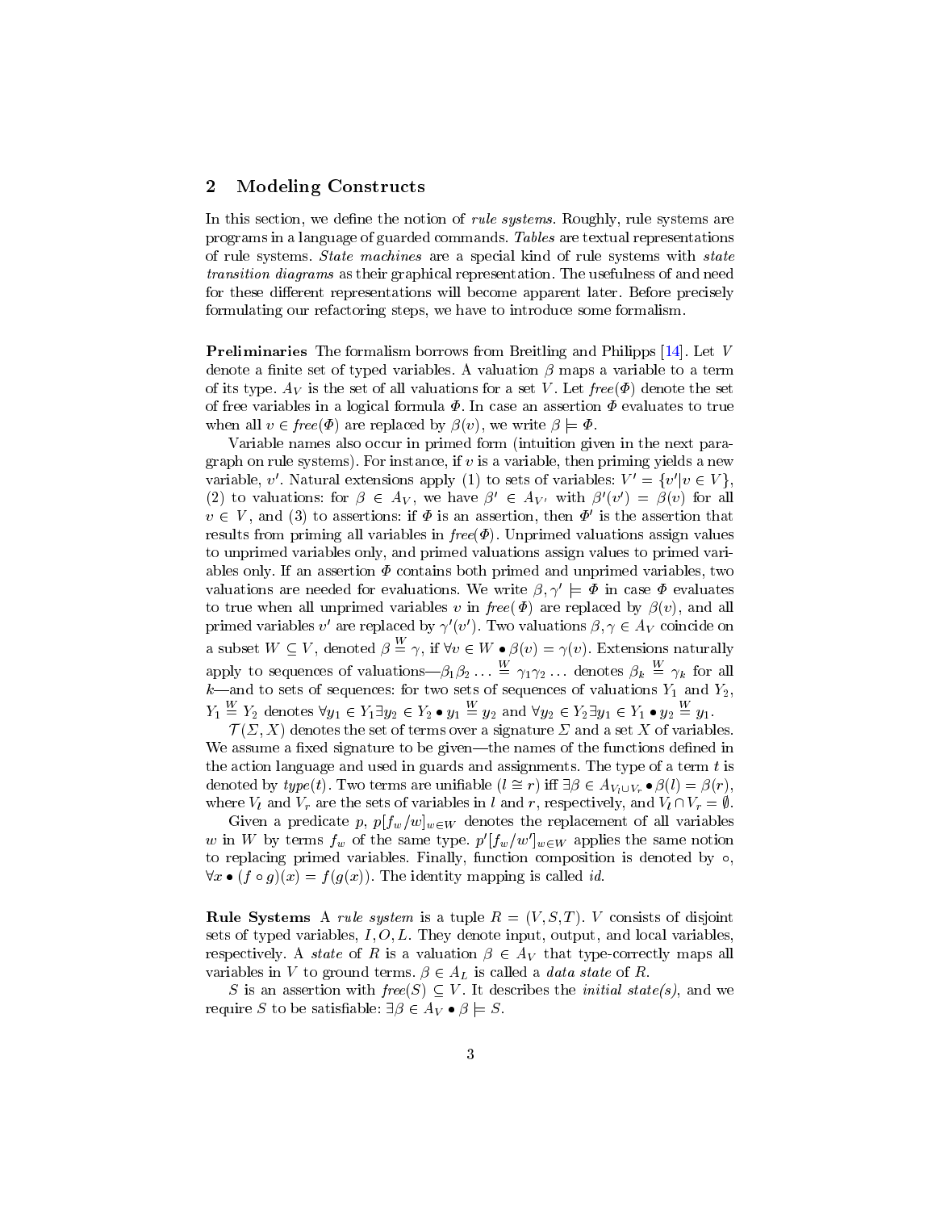## 2 Modeling Constructs

In this section, we define the notion of *rule systems*. Roughly, rule systems are programs in a language of guarded commands. *Tables* are textual representations of rule systems. *State machines* are a special kind of rule systems with *state transition diagrams* as their graphical representation. The usefulness of and need for these different representations will become apparent later. Before precisely formulating our refactoring steps, we have to introduce some formalism.

**Preliminaries** The formalism borrows from Breitling and Philipps [14]. Let $V$ denote a finite set of typed variables. A valuation $\beta$ maps a variable to a term of its type. $A_V$ is the set of all valuations for a set $V$. Let $free(\Phi)$ denote the set of free variables in a logical formula $\Phi$. In case an assertion $\Phi$ evaluates to true when all $v \in free(\Phi)$ are replaced by $\beta(v)$, we write $\beta \models \Phi$.

Variable names also occur in primed form (intuition given in the next paragraph on rule systems). For instance, if $v$ is a variable, then priming yields a new variable, $v'$. Natural extensions apply (1) to sets of variables: $V' = \{v' | v \in V\}$, (2) to valuations: for $\beta \in A_V$, we have $\beta' \in A_{V'}$ with $\beta'(v') = \beta(v)$ for all $v \in V$, and (3) to assertions: if $\Phi$ is an assertion, then $\Phi'$ is the assertion that results from priming all variables in $free(\Phi)$. Unprimed valuations assign values to unprimed variables only, and primed valuations assign values to primed variables only. If an assertion $\Phi$ contains both primed and unprimed variables, two valuations are needed for evaluations. We write $\beta, \gamma' \models \Phi$ in case $\Phi$ evaluates to true when all unprimed variables $v$ in $free(\Phi)$ are replaced by $\beta(v)$, and all primed variables $v'$ are replaced by $\gamma'(v')$. Two valuations $\beta, \gamma \in A_V$ coincide on a subset $W \subseteq V$, denoted $\beta \stackrel{W}{=} \gamma$, if $\forall v \in W \bullet \beta(v) = \gamma(v)$. Extensions naturally apply to sequences of valuations—$\beta_1\beta_2 \ldots \stackrel{W}{=} \gamma_1\gamma_2 \ldots$ denotes $\beta_k \stackrel{W}{=} \gamma_k$ for all $k$—and to sets of sequences: for two sets of sequences of valuations $Y_1$ and $Y_2$, $Y_1 \stackrel{W}{=} Y_2$ denotes $\forall y_1 \in Y_1 \exists y_2 \in Y_2 \bullet y_1 \stackrel{W}{=} y_2$ and $\forall y_2 \in Y_2 \exists y_1 \in Y_1 \bullet y_2 \stackrel{W}{=} y_1$.

$\mathcal{T}(\Sigma, X)$ denotes the set of terms over a signature $\Sigma$ and a set $X$ of variables. We assume a fixed signature to be given—the names of the functions defined in the action language and used in guards and assignments. The type of a term $t$ is denoted by $type(t)$. Two terms are unifiable ($l \cong r$) iff $\exists \beta \in A_{V_l \cup V_r} \bullet \beta(l) = \beta(r)$, where $V_l$ and $V_r$ are the sets of variables in $l$ and $r$, respectively, and $V_l \cap V_r = \emptyset$.

Given a predicate $p$, $p[f_w/w]_{w \in W}$ denotes the replacement of all variables $w$ in $W$ by terms $f_w$ of the same type. $p'[f_w/w']_{w \in W}$ applies the same notion to replacing primed variables. Finally, function composition is denoted by $\circ$, $\forall x \bullet (f \circ g)(x) = f(g(x))$. The identity mapping is called *id*.

**Rule Systems** A *rule system* is a tuple $R = (V, S, T)$. $V$ consists of disjoint sets of typed variables, $I, O, L$. They denote input, output, and local variables, respectively. A *state* of $R$ is a valuation $\beta \in A_V$ that type-correctly maps all variables in $V$ to ground terms. $\beta \in A_L$ is called a *data state* of $R$.

$S$ is an assertion with $free(S) \subseteq V$. It describes the *initial state(s)*, and we require $S$ to be satisfiable: $\exists \beta \in A_V \bullet \beta \models S$.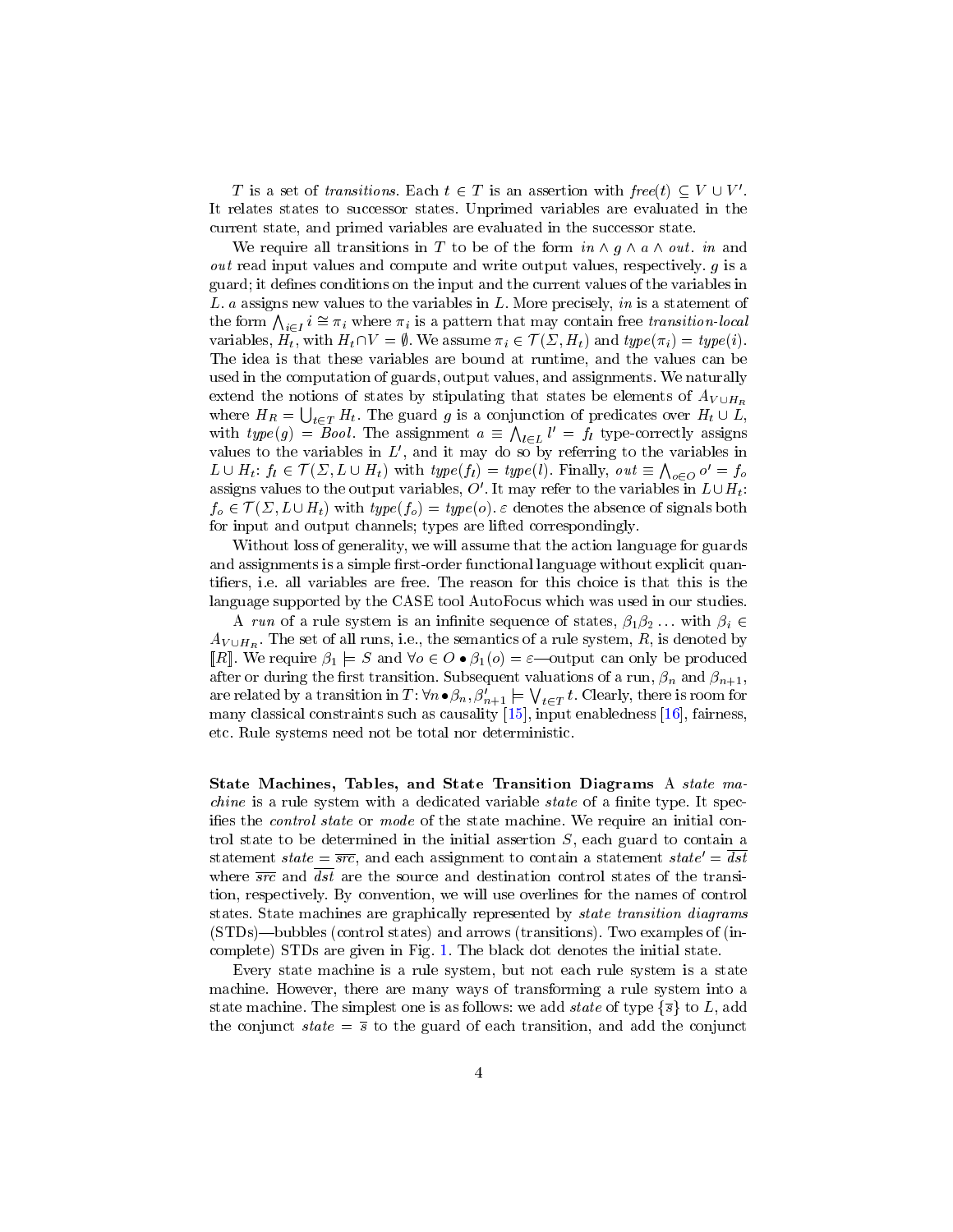$T$ is a set of *transitions*. Each $t \in T$ is an assertion with $free(t) \subseteq V \cup V'$. It relates states to successor states. Unprimed variables are evaluated in the current state, and primed variables are evaluated in the successor state.

We require all transitions in $T$ to be of the form $in \wedge g \wedge a \wedge out$. $in$ and $out$ read input values and compute and write output values, respectively. $g$ is a guard; it defines conditions on the input and the current values of the variables in $L$. $a$ assigns new values to the variables in $L$. More precisely, $in$ is a statement of the form $\bigwedge_{i \in I} i \cong \pi_i$ where $\pi_i$ is a pattern that may contain free *transition-local* variables, $H_t$, with $H_t \cap V = \emptyset$. We assume $\pi_i \in \mathcal{T}(\Sigma, H_t)$ and $type(\pi_i) = type(i)$. The idea is that these variables are bound at runtime, and the values can be used in the computation of guards, output values, and assignments. We naturally extend the notions of states by stipulating that states be elements of $A_{V \cup H_R}$ where $H_R = \bigcup_{t \in T} H_t$. The guard $g$ is a conjunction of predicates over $H_t \cup L$, with $type(g) = Bool$. The assignment $a \equiv \bigwedge_{l \in L} l' = f_l$ type-correctly assigns values to the variables in $L'$, and it may do so by referring to the variables in $L \cup H_t$: $f_l \in \mathcal{T}(\Sigma, L \cup H_t)$ with $type(f_l) = type(l)$. Finally, $out \equiv \bigwedge_{o \in O} o' = f_o$ assigns values to the output variables, $O'$. It may refer to the variables in $L \cup H_t$: $f_o \in \mathcal{T}(\Sigma, L \cup H_t)$ with $type(f_o) = type(o)$. $\varepsilon$ denotes the absence of signals both for input and output channels; types are lifted correspondingly.

Without loss of generality, we will assume that the action language for guards and assignments is a simple first-order functional language without explicit quantifiers, i.e. all variables are free. The reason for this choice is that this is the language supported by the CASE tool AutoFocus which was used in our studies.

A *run* of a rule system is an infinite sequence of states, $\beta_1 \beta_2 \ldots$ with $\beta_i \in A_{V \cup H_R}$. The set of all runs, i.e., the semantics of a rule system, $R$, is denoted by $[\![R]\!]$. We require $\beta_1 \models S$ and $\forall o \in O \bullet \beta_1(o) = \varepsilon$—output can only be produced after or during the first transition. Subsequent valuations of a run, $\beta_n$ and $\beta_{n+1}$, are related by a transition in $T$: $\forall n \bullet \beta_n, \beta'_{n+1} \models \bigvee_{t \in T} t$. Clearly, there is room for many classical constraints such as causality [15], input enabledness [16], fairness, etc. Rule systems need not be total nor deterministic.

**State Machines, Tables, and State Transition Diagrams** A *state machine* is a rule system with a dedicated variable *state* of a finite type. It specifies the *control state* or *mode* of the state machine. We require an initial control state to be determined in the initial assertion $S$, each guard to contain a statement $state = \overline{src}$, and each assignment to contain a statement $state' = \overline{dst}$ where $\overline{src}$ and $\overline{dst}$ are the source and destination control states of the transition, respectively. By convention, we will use overlines for the names of control states. State machines are graphically represented by *state transition diagrams* (STDs)—bubbles (control states) and arrows (transitions). Two examples of (incomplete) STDs are given in Fig. 1. The black dot denotes the initial state.

Every state machine is a rule system, but not each rule system is a state machine. However, there are many ways of transforming a rule system into a state machine. The simplest one is as follows: we add *state* of type $\{\overline{s}\}$ to $L$, add the conjunct $state = \overline{s}$ to the guard of each transition, and add the conjunct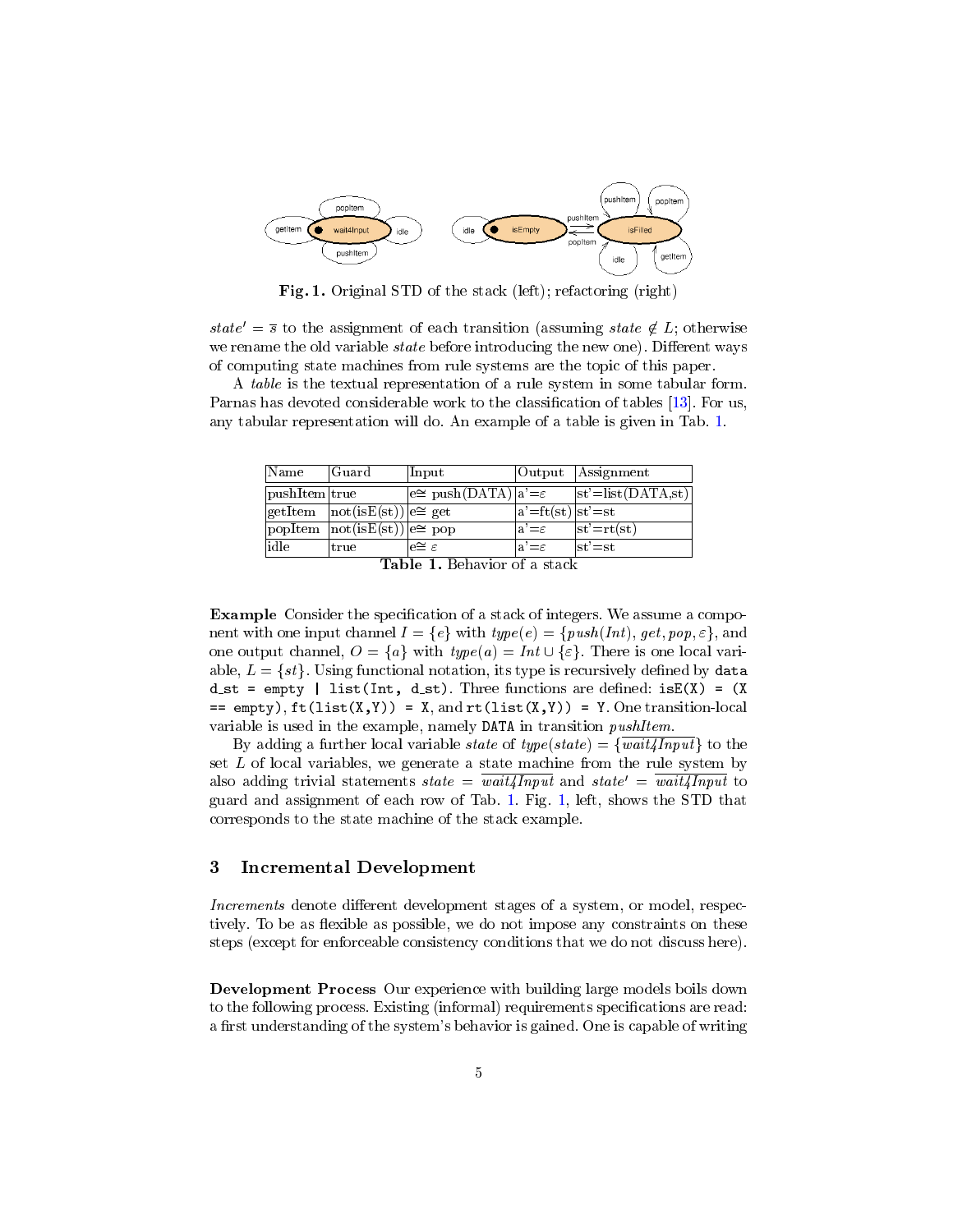**Fig. 1.** Original STD of the stack (left); refactoring (right)

$state' = \overline{s}$ to the assignment of each transition (assuming $state \notin L$; otherwise we rename the old variable *state* before introducing the new one). Different ways of computing state machines from rule systems are the topic of this paper.

A *table* is the textual representation of a rule system in some tabular form. Parnas has devoted considerable work to the classification of tables [13]. For us, any tabular representation will do. An example of a table is given in Tab. 1.

| Name | Guard | Input | Output | Assignment |
|---|---|---|---|---|
| pushItem | true | e$\cong$ push(DATA) | a'=$\varepsilon$ | st'=list(DATA,st) |
| getItem | not(isE(st)) | e$\cong$ get | a'=ft(st) | st'=st |
| popItem | not(isE(st)) | e$\cong$ pop | a'=$\varepsilon$ | st'=rt(st) |
| idle | true | e$\cong$ $\varepsilon$ | a'=$\varepsilon$ | st'=st |

**Table 1.** Behavior of a stack

**Example** Consider the specification of a stack of integers. We assume a component with one input channel $I = \{e\}$ with $type(e) = \{push(Int), get, pop, \varepsilon\}$, and one output channel, $O = \{a\}$ with $type(a) = Int \cup \{\varepsilon\}$. There is one local variable, $L = \{st\}$. Using functional notation, its type is recursively defined by `data d_st = empty | list(Int, d_st)`. Three functions are defined: `isE(X) = (X == empty)`, `ft(list(X,Y)) = X`, and `rt(list(X,Y)) = Y`. One transition-local variable is used in the example, namely `DATA` in transition *pushItem*.

By adding a further local variable *state* of $type(state) = \{\overline{wait4Input}\}$ to the set $L$ of local variables, we generate a state machine from the rule system by also adding trivial statements $state = \overline{wait4Input}$ and $state' = \overline{wait4Input}$ to guard and assignment of each row of Tab. 1. Fig. 1, left, shows the STD that corresponds to the state machine of the stack example.

## 3 Incremental Development

*Increments* denote different development stages of a system, or model, respectively. To be as flexible as possible, we do not impose any constraints on these steps (except for enforceable consistency conditions that we do not discuss here).

**Development Process** Our experience with building large models boils down to the following process. Existing (informal) requirements specifications are read: a first understanding of the system's behavior is gained. One is capable of writing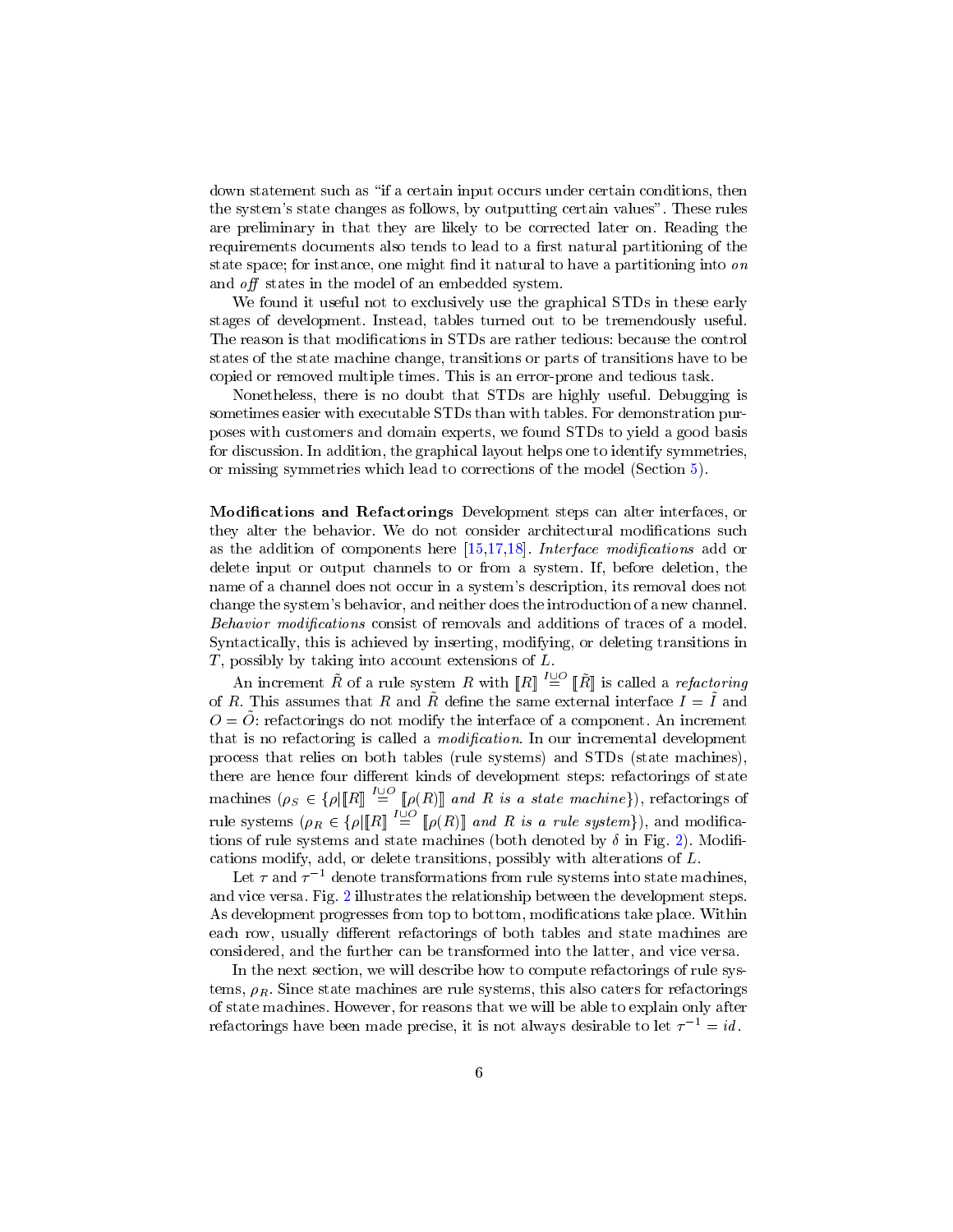down statement such as "if a certain input occurs under certain conditions, then the system's state changes as follows, by outputting certain values". These rules are preliminary in that they are likely to be corrected later on. Reading the requirements documents also tends to lead to a first natural partitioning of the state space; for instance, one might find it natural to have a partitioning into *on* and *off* states in the model of an embedded system.

We found it useful not to exclusively use the graphical STDs in these early stages of development. Instead, tables turned out to be tremendously useful. The reason is that modifications in STDs are rather tedious: because the control states of the state machine change, transitions or parts of transitions have to be copied or removed multiple times. This is an error-prone and tedious task.

Nonetheless, there is no doubt that STDs are highly useful. Debugging is sometimes easier with executable STDs than with tables. For demonstration purposes with customers and domain experts, we found STDs to yield a good basis for discussion. In addition, the graphical layout helps one to identify symmetries, or missing symmetries which lead to corrections of the model (Section 5).

**Modifications and Refactorings** Development steps can alter interfaces, or they alter the behavior. We do not consider architectural modifications such as the addition of components here [15,17,18]. *Interface modifications* add or delete input or output channels to or from a system. If, before deletion, the name of a channel does not occur in a system's description, its removal does not change the system's behavior, and neither does the introduction of a new channel. *Behavior modifications* consist of removals and additions of traces of a model. Syntactically, this is achieved by inserting, modifying, or deleting transitions in $T$, possibly by taking into account extensions of $L$.

An increment $\tilde{R}$ of a rule system $R$ with $[\![R]\!] \stackrel{I \sqcup O}{=} [\![\tilde{R}]\!]$ is called a *refactoring* of $R$. This assumes that $R$ and $\tilde{R}$ define the same external interface $I = \tilde{I}$ and $O = \tilde{O}$: refactorings do not modify the interface of a component. An increment that is no refactoring is called a *modification*. In our incremental development process that relies on both tables (rule systems) and STDs (state machines), there are hence four different kinds of development steps: refactorings of state machines ($\rho_S \in \{\rho | [\![R]\!] \stackrel{I \sqcup O}{=} [\![\rho(R)]\!]$ *and* $R$ *is a state machine*$\}$), refactorings of rule systems ($\rho_R \in \{\rho | [\![R]\!] \stackrel{I \sqcup O}{=} [\![\rho(R)]\!]$ *and* $R$ *is a rule system*$\}$), and modifications of rule systems and state machines (both denoted by $\delta$ in Fig. 2). Modifications modify, add, or delete transitions, possibly with alterations of $L$.

Let $\tau$ and $\tau^{-1}$ denote transformations from rule systems into state machines, and vice versa. Fig. 2 illustrates the relationship between the development steps. As development progresses from top to bottom, modifications take place. Within each row, usually different refactorings of both tables and state machines are considered, and the further can be transformed into the latter, and vice versa.

In the next section, we will describe how to compute refactorings of rule systems, $\rho_R$. Since state machines are rule systems, this also caters for refactorings of state machines. However, for reasons that we will be able to explain only after refactorings have been made precise, it is not always desirable to let $\tau^{-1} = id$.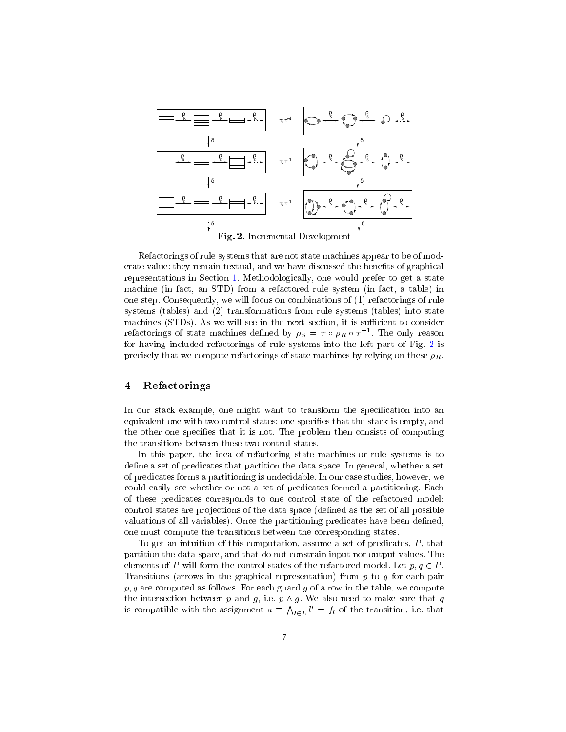**Fig. 2.** Incremental Development

Refactorings of rule systems that are not state machines appear to be of moderate value: they remain textual, and we have discussed the benefits of graphical representations in Section 1. Methodologically, one would prefer to get a state machine (in fact, an STD) from a refactored rule system (in fact, a table) in one step. Consequently, we will focus on combinations of (1) refactorings of rule systems (tables) and (2) transformations from rule systems (tables) into state machines (STDs). As we will see in the next section, it is sufficient to consider refactorings of state machines defined by $\rho_S = \tau \circ \rho_R \circ \tau^{-1}$. The only reason for having included refactorings of rule systems into the left part of Fig. 2 is precisely that we compute refactorings of state machines by relying on these $\rho_R$.

## 4 Refactorings

In our stack example, one might want to transform the specification into an equivalent one with two control states: one specifies that the stack is empty, and the other one specifies that it is not. The problem then consists of computing the transitions between these two control states.

In this paper, the idea of refactoring state machines or rule systems is to define a set of predicates that partition the data space. In general, whether a set of predicates forms a partitioning is undecidable. In our case studies, however, we could easily see whether or not a set of predicates formed a partitioning. Each of these predicates corresponds to one control state of the refactored model: control states are projections of the data space (defined as the set of all possible valuations of all variables). Once the partitioning predicates have been defined, one must compute the transitions between the corresponding states.

To get an intuition of this computation, assume a set of predicates, $P$, that partition the data space, and that do not constrain input nor output values. The elements of $P$ will form the control states of the refactored model. Let $p, q \in P$. Transitions (arrows in the graphical representation) from $p$ to $q$ for each pair $p, q$ are computed as follows. For each guard $g$ of a row in the table, we compute the intersection between $p$ and $g$, i.e. $p \wedge g$. We also need to make sure that $q$ is compatible with the assignment $a \equiv \bigwedge_{l \in L} l' = f_l$ of the transition, i.e. that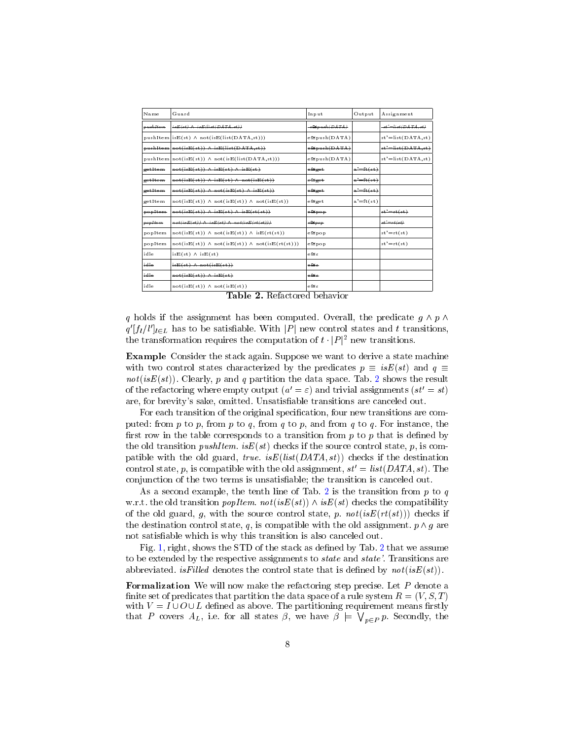| Name | Guard | Input | Output | Assignment |
| --- | --- | --- | --- | --- |
| ~~pushItem~~ | ~~isE(st) ∧ isE(list(DATA,st))~~ | ~~e≅push(DATA)~~ | | ~~st'=list(DATA,st)~~ |
| pushItem | isE(st) ∧ not(isE(list(DATA,st))) | e≅push(DATA) | | st'=list(DATA,st) |
| ~~pushItem~~ | ~~not(isE(st)) ∧ isE(list(DATA,st))~~ | ~~e≅push(DATA)~~ | | ~~st'=list(DATA,st)~~ |
| pushItem | not(isE(st)) ∧ not(isE(list(DATA,st))) | e≅push(DATA) | | st'=list(DATA,st) |
| ~~getItem~~ | ~~not(isE(st)) ∧ isE(st) ∧ isE(st)~~ | ~~e≅get~~ | ~~a'=ft(st)~~ | |
| ~~getItem~~ | ~~not(isE(st)) ∧ isE(st) ∧ not(isE(st))~~ | ~~e≅get~~ | ~~a'=ft(st)~~ | |
| ~~getItem~~ | ~~not(isE(st)) ∧ not(isE(st) ∧ isE(st))~~ | ~~e≅get~~ | ~~a'=ft(st)~~ | |
| getItem | not(isE(st)) ∧ not(isE(st)) ∧ not(isE(st)) | e≅get | a'=ft(st) | |
| ~~popItem~~ | ~~not(isE(st)) ∧ isE(st) ∧ isE(rt(st))~~ | ~~e≅pop~~ | | ~~st'=rt(st)~~ |
| ~~popItem~~ | ~~not(isE(st)) ∧ isE(st) ∧ not(isE(rt(st)))~~ | ~~e≅pop~~ | | ~~st'=rt(st)~~ |
| popItem | not(isE(st)) ∧ not(isE(st)) ∧ isE(rt(st)) | e≅pop | | st'=rt(st) |
| popItem | not(isE(st)) ∧ not(isE(st)) ∧ not(isE(rt(st))) | e≅pop | | st'=rt(st) |
| idle | isE(st) ∧ isE(st) | e≅ε | | |
| ~~idle~~ | ~~isE(st) ∧ not(isE(st))~~ | ~~e≅ε~~ | | |
| ~~idle~~ | ~~not(isE(st)) ∧ isE(st)~~ | ~~e≅ε~~ | | |
| idle | not(isE(st)) ∧ not(isE(st)) | e≅ε | | |

**Table 2.** Refactored behavior

$q$ holds if the assignment has been computed. Overall, the predicate $g \wedge p \wedge q'[f_l/l']_{l \in L}$ has to be satisfiable. With $|P|$ new control states and $t$ transitions, the transformation requires the computation of $t \cdot |P|^2$ new transitions.

**Example** Consider the stack again. Suppose we want to derive a state machine with two control states characterized by the predicates $p \equiv isE(st)$ and $q \equiv not(isE(st))$. Clearly, $p$ and $q$ partition the data space. Tab. 2 shows the result of the refactoring where empty output ($a' = \varepsilon$) and trivial assignments ($st' = st$) are, for brevity's sake, omitted. Unsatisfiable transitions are canceled out.

For each transition of the original specification, four new transitions are computed: from $p$ to $p$, from $p$ to $q$, from $q$ to $p$, and from $q$ to $q$. For instance, the first row in the table corresponds to a transition from $p$ to $p$ that is defined by the old transition *pushItem*. $isE(st)$ checks if the source control state, $p$, is compatible with the old guard, *true*. $isE(list(DATA, st))$ checks if the destination control state, $p$, is compatible with the old assignment, $st' = list(DATA, st)$. The conjunction of the two terms is unsatisfiable; the transition is canceled out.

As a second example, the tenth line of Tab. 2 is the transition from $p$ to $q$ w.r.t. the old transition *popItem*. $not(isE(st)) \wedge isE(st)$ checks the compatibility of the old guard, $g$, with the source control state, $p$. $not(isE(rt(st)))$ checks if the destination control state, $q$, is compatible with the old assignment. $p \wedge g$ are not satisfiable which is why this transition is also canceled out.

Fig. 1, right, shows the STD of the stack as defined by Tab. 2 that we assume to be extended by the respective assignments to *state* and *state'*. Transitions are abbreviated. *isFilled* denotes the control state that is defined by $not(isE(st))$.

**Formalization** We will now make the refactoring step precise. Let $P$ denote a finite set of predicates that partition the data space of a rule system $R = (V, S, T)$ with $V = I \cup O \cup L$ defined as above. The partitioning requirement means firstly that $P$ covers $A_L$, i.e. for all states $\beta$, we have $\beta \models \bigvee_{p \in P} p$. Secondly, the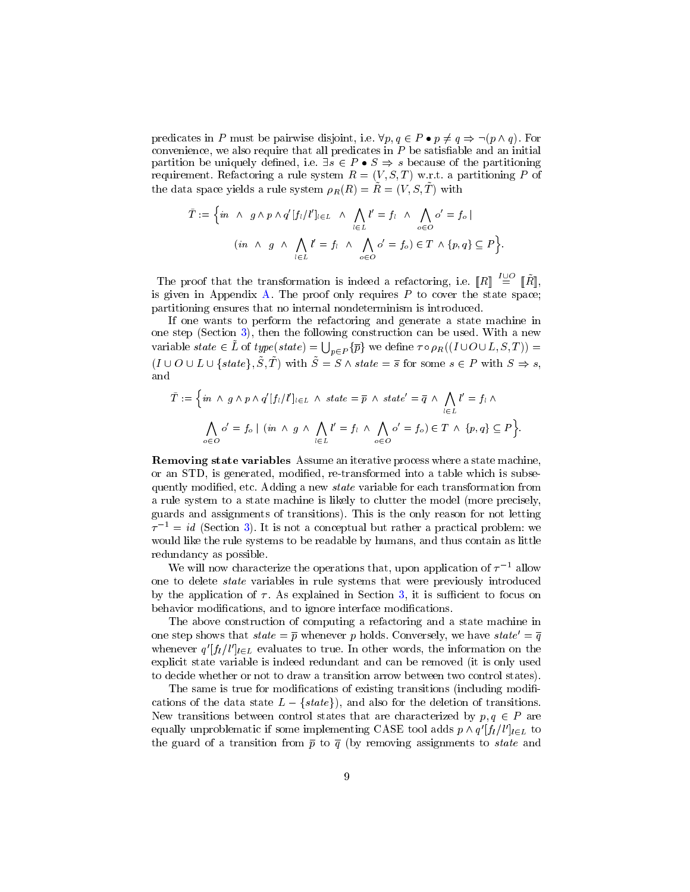predicates in $P$ must be pairwise disjoint, i.e. $\forall p, q \in P \bullet p \neq q \Rightarrow \neg(p \wedge q)$. For convenience, we also require that all predicates in $P$ be satisfiable and an initial partition be uniquely defined, i.e. $\exists s \in P \bullet S \Rightarrow s$ because of the partitioning requirement. Refactoring a rule system $R = (V, S, T)$ w.r.t. a partitioning $P$ of the data space yields a rule system $\rho_R(R) = \tilde{R} = (V, S, \tilde{T})$ with

$$\tilde{T} := \Big\{ in \;\wedge\; g \wedge p \wedge q'[f_l/l']_{l\in L} \;\wedge\; \bigwedge_{l\in L} l' = f_l \;\wedge\; \bigwedge_{o\in O} o' = f_o \mid (in \;\wedge\; g \;\wedge\; \bigwedge_{l\in L} l' = f_l \;\wedge\; \bigwedge_{o\in O} o' = f_o) \in T \wedge \{p, q\} \subseteq P \Big\}.$$

The proof that the transformation is indeed a refactoring, i.e. $[\![R]\!] \stackrel{I\cup O}{=} [\![\tilde{R}]\!]$, is given in Appendix A. The proof only requires $P$ to cover the state space; partitioning ensures that no internal nondeterminism is introduced.

If one wants to perform the refactoring and generate a state machine in one step (Section 3), then the following construction can be used. With a new variable $state \in \tilde{L}$ of $type(state) = \bigcup_{p\in P}\{\overline{p}\}$ we define $\tau \circ \rho_R((I \cup O \cup L, S, T)) = (I \cup O \cup L \cup \{state\}, \tilde{S}, \tilde{T})$ with $\tilde{S} = S \wedge state = \overline{s}$ for some $s \in P$ with $S \Rightarrow s$, and

$$\tilde{T} := \Big\{ in \wedge g \wedge p \wedge q'[f_l/l']_{l\in L} \wedge state = \overline{p} \wedge state' = \overline{q} \wedge \bigwedge_{l\in L} l' = f_l \wedge \bigwedge_{o\in O} o' = f_o \mid (in \wedge g \wedge \bigwedge_{l\in L} l' = f_l \wedge \bigwedge_{o\in O} o' = f_o) \in T \wedge \{p, q\} \subseteq P \Big\}.$$

**Removing state variables** Assume an iterative process where a state machine, or an STD, is generated, modified, re-transformed into a table which is subsequently modified, etc. Adding a new *state* variable for each transformation from a rule system to a state machine is likely to clutter the model (more precisely, guards and assignments of transitions). This is the only reason for not letting $\tau^{-1} = id$ (Section 3). It is not a conceptual but rather a practical problem: we would like the rule systems to be readable by humans, and thus contain as little redundancy as possible.

We will now characterize the operations that, upon application of $\tau^{-1}$ allow one to delete *state* variables in rule systems that were previously introduced by the application of $\tau$. As explained in Section 3, it is sufficient to focus on behavior modifications, and to ignore interface modifications.

The above construction of computing a refactoring and a state machine in one step shows that $state = \overline{p}$ whenever $p$ holds. Conversely, we have $state' = \overline{q}$ whenever $q'[f_l/l']_{l\in L}$ evaluates to true. In other words, the information on the explicit state variable is indeed redundant and can be removed (it is only used to decide whether or not to draw a transition arrow between two control states).

The same is true for modifications of existing transitions (including modifications of the data state $L - \{state\}$), and also for the deletion of transitions. New transitions between control states that are characterized by $p, q \in P$ are equally unproblematic if some implementing CASE tool adds $p \wedge q'[f_l/l']_{l\in L}$ to the guard of a transition from $\overline{p}$ to $\overline{q}$ (by removing assignments to *state* and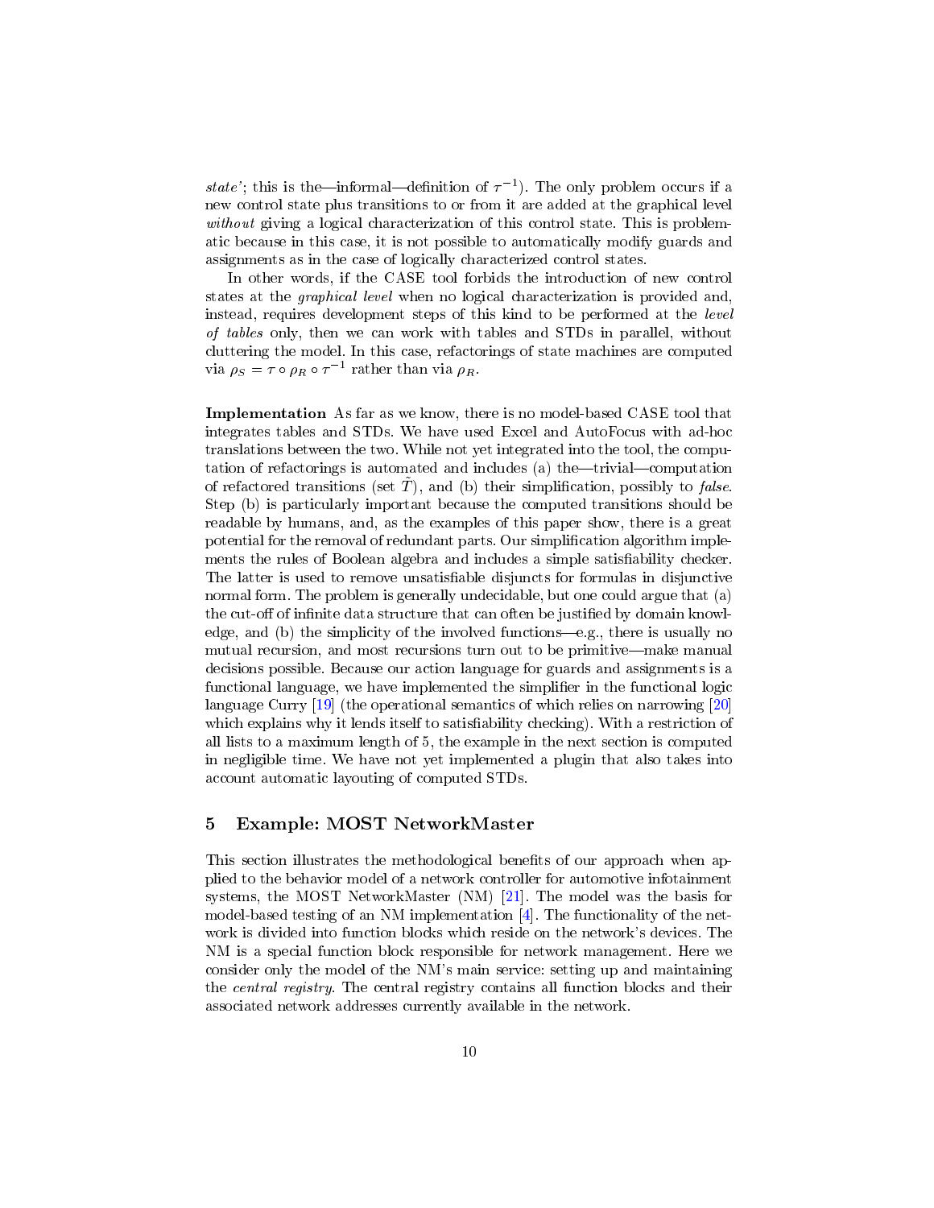*state*'; this is the—informal—definition of $\tau^{-1}$). The only problem occurs if a new control state plus transitions to or from it are added at the graphical level *without* giving a logical characterization of this control state. This is problematic because in this case, it is not possible to automatically modify guards and assignments as in the case of logically characterized control states.

In other words, if the CASE tool forbids the introduction of new control states at the *graphical level* when no logical characterization is provided and, instead, requires development steps of this kind to be performed at the *level of tables* only, then we can work with tables and STDs in parallel, without cluttering the model. In this case, refactorings of state machines are computed via $\rho_S = \tau \circ \rho_R \circ \tau^{-1}$ rather than via $\rho_R$.

**Implementation** As far as we know, there is no model-based CASE tool that integrates tables and STDs. We have used Excel and AutoFocus with ad-hoc translations between the two. While not yet integrated into the tool, the computation of refactorings is automated and includes (a) the—trivial—computation of refactored transitions (set $\tilde{T}$), and (b) their simplification, possibly to *false*. Step (b) is particularly important because the computed transitions should be readable by humans, and, as the examples of this paper show, there is a great potential for the removal of redundant parts. Our simplification algorithm implements the rules of Boolean algebra and includes a simple satisfiability checker. The latter is used to remove unsatisfiable disjuncts for formulas in disjunctive normal form. The problem is generally undecidable, but one could argue that (a) the cut-off of infinite data structure that can often be justified by domain knowledge, and (b) the simplicity of the involved functions—e.g., there is usually no mutual recursion, and most recursions turn out to be primitive—make manual decisions possible. Because our action language for guards and assignments is a functional language, we have implemented the simplifier in the functional logic language Curry [19] (the operational semantics of which relies on narrowing [20] which explains why it lends itself to satisfiability checking). With a restriction of all lists to a maximum length of 5, the example in the next section is computed in negligible time. We have not yet implemented a plugin that also takes into account automatic layouting of computed STDs.

## 5 Example: MOST NetworkMaster

This section illustrates the methodological benefits of our approach when applied to the behavior model of a network controller for automotive infotainment systems, the MOST NetworkMaster (NM) [21]. The model was the basis for model-based testing of an NM implementation [4]. The functionality of the network is divided into function blocks which reside on the network's devices. The NM is a special function block responsible for network management. Here we consider only the model of the NM's main service: setting up and maintaining the *central registry*. The central registry contains all function blocks and their associated network addresses currently available in the network.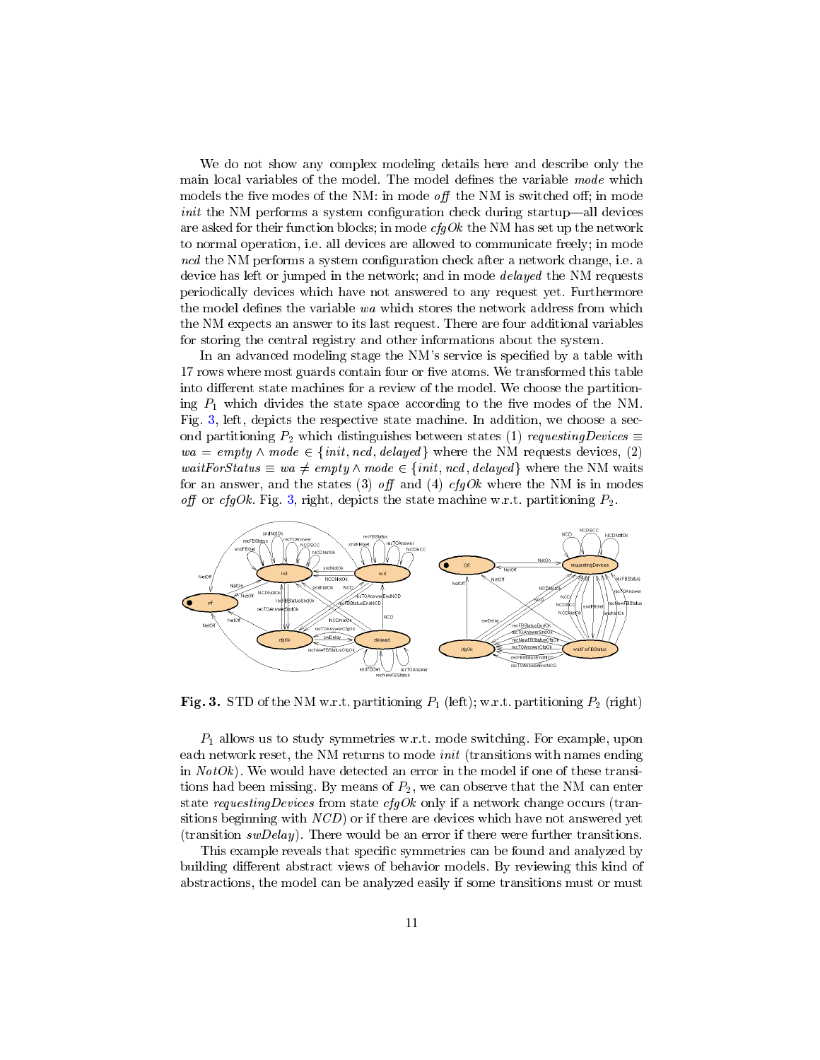We do not show any complex modeling details here and describe only the main local variables of the model. The model defines the variable *mode* which models the five modes of the NM: in mode *off* the NM is switched off; in mode *init* the NM performs a system configuration check during startup—all devices are asked for their function blocks; in mode *cfgOk* the NM has set up the network to normal operation, i.e. all devices are allowed to communicate freely; in mode *ncd* the NM performs a system configuration check after a network change, i.e. a device has left or jumped in the network; and in mode *delayed* the NM requests periodically devices which have not answered to any request yet. Furthermore the model defines the variable *wa* which stores the network address from which the NM expects an answer to its last request. There are four additional variables for storing the central registry and other informations about the system.

In an advanced modeling stage the NM's service is specified by a table with 17 rows where most guards contain four or five atoms. We transformed this table into different state machines for a review of the model. We choose the partitioning $P_1$ which divides the state space according to the five modes of the NM. Fig. 3, left, depicts the respective state machine. In addition, we choose a second partitioning $P_2$ which distinguishes between states (1) $requestingDevices \equiv wa = empty \wedge mode \in \{init, ncd, delayed\}$ where the NM requests devices, (2) $waitForStatus \equiv wa \neq empty \wedge mode \in \{init, ncd, delayed\}$ where the NM waits for an answer, and the states (3) *off* and (4) *cfgOk* where the NM is in modes *off* or *cfgOk*. Fig. 3, right, depicts the state machine w.r.t. partitioning $P_2$.

**Fig. 3.** STD of the NM w.r.t. partitioning $P_1$ (left); w.r.t. partitioning $P_2$ (right)

$P_1$ allows us to study symmetries w.r.t. mode switching. For example, upon each network reset, the NM returns to mode *init* (transitions with names ending in *NotOk*). We would have detected an error in the model if one of these transitions had been missing. By means of $P_2$, we can observe that the NM can enter state *requestingDevices* from state *cfgOk* only if a network change occurs (transitions beginning with *NCD*) or if there are devices which have not answered yet (transition *swDelay*). There would be an error if there were further transitions.

This example reveals that specific symmetries can be found and analyzed by building different abstract views of behavior models. By reviewing this kind of abstractions, the model can be analyzed easily if some transitions must or must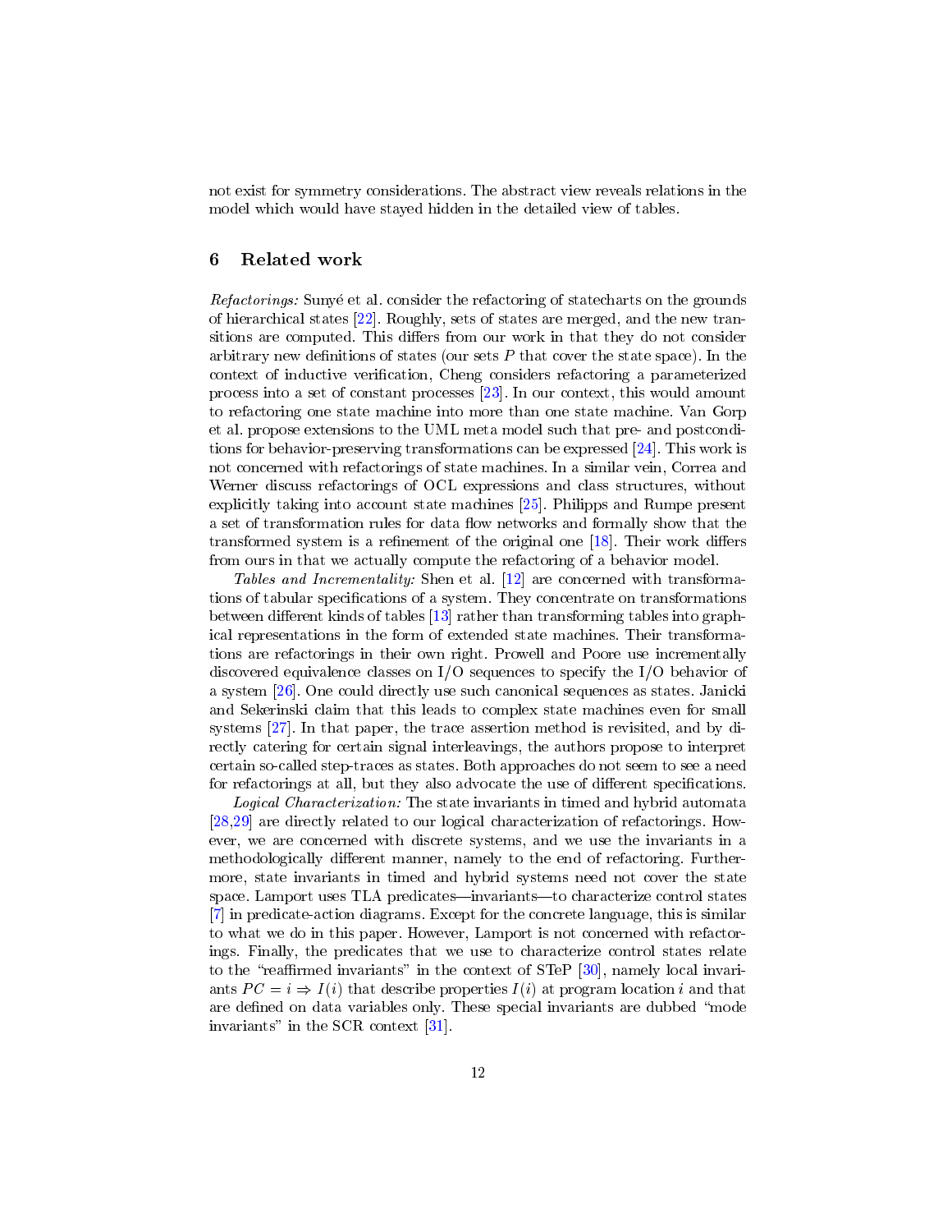not exist for symmetry considerations. The abstract view reveals relations in the model which would have stayed hidden in the detailed view of tables.

## 6 Related work

*Refactorings:* Sunyé et al. consider the refactoring of statecharts on the grounds of hierarchical states [22]. Roughly, sets of states are merged, and the new transitions are computed. This differs from our work in that they do not consider arbitrary new definitions of states (our sets $P$ that cover the state space). In the context of inductive verification, Cheng considers refactoring a parameterized process into a set of constant processes [23]. In our context, this would amount to refactoring one state machine into more than one state machine. Van Gorp et al. propose extensions to the UML meta model such that pre- and postconditions for behavior-preserving transformations can be expressed [24]. This work is not concerned with refactorings of state machines. In a similar vein, Correa and Werner discuss refactorings of OCL expressions and class structures, without explicitly taking into account state machines [25]. Philipps and Rumpe present a set of transformation rules for data flow networks and formally show that the transformed system is a refinement of the original one [18]. Their work differs from ours in that we actually compute the refactoring of a behavior model.

*Tables and Incrementality:* Shen et al. [12] are concerned with transformations of tabular specifications of a system. They concentrate on transformations between different kinds of tables [13] rather than transforming tables into graphical representations in the form of extended state machines. Their transformations are refactorings in their own right. Prowell and Poore use incrementally discovered equivalence classes on I/O sequences to specify the I/O behavior of a system [26]. One could directly use such canonical sequences as states. Janicki and Sekerinski claim that this leads to complex state machines even for small systems [27]. In that paper, the trace assertion method is revisited, and by directly catering for certain signal interleavings, the authors propose to interpret certain so-called step-traces as states. Both approaches do not seem to see a need for refactorings at all, but they also advocate the use of different specifications.

*Logical Characterization:* The state invariants in timed and hybrid automata [28,29] are directly related to our logical characterization of refactorings. However, we are concerned with discrete systems, and we use the invariants in a methodologically different manner, namely to the end of refactoring. Furthermore, state invariants in timed and hybrid systems need not cover the state space. Lamport uses TLA predicates—invariants—to characterize control states [7] in predicate-action diagrams. Except for the concrete language, this is similar to what we do in this paper. However, Lamport is not concerned with refactorings. Finally, the predicates that we use to characterize control states relate to the "reaffirmed invariants" in the context of STeP [30], namely local invariants $PC = i \Rightarrow I(i)$ that describe properties $I(i)$ at program location $i$ and that are defined on data variables only. These special invariants are dubbed "mode invariants" in the SCR context [31].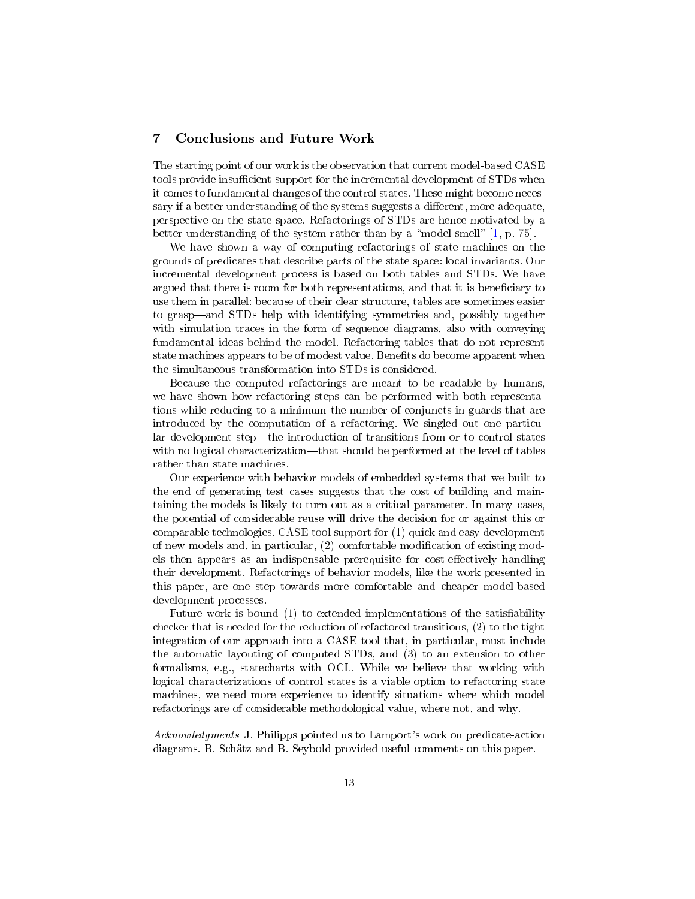## 7 Conclusions and Future Work

The starting point of our work is the observation that current model-based CASE tools provide insufficient support for the incremental development of STDs when it comes to fundamental changes of the control states. These might become necessary if a better understanding of the systems suggests a different, more adequate, perspective on the state space. Refactorings of STDs are hence motivated by a better understanding of the system rather than by a "model smell" [1, p. 75].

We have shown a way of computing refactorings of state machines on the grounds of predicates that describe parts of the state space: local invariants. Our incremental development process is based on both tables and STDs. We have argued that there is room for both representations, and that it is beneficiary to use them in parallel: because of their clear structure, tables are sometimes easier to grasp—and STDs help with identifying symmetries and, possibly together with simulation traces in the form of sequence diagrams, also with conveying fundamental ideas behind the model. Refactoring tables that do not represent state machines appears to be of modest value. Benefits do become apparent when the simultaneous transformation into STDs is considered.

Because the computed refactorings are meant to be readable by humans, we have shown how refactoring steps can be performed with both representations while reducing to a minimum the number of conjuncts in guards that are introduced by the computation of a refactoring. We singled out one particular development step—the introduction of transitions from or to control states with no logical characterization—that should be performed at the level of tables rather than state machines.

Our experience with behavior models of embedded systems that we built to the end of generating test cases suggests that the cost of building and maintaining the models is likely to turn out as a critical parameter. In many cases, the potential of considerable reuse will drive the decision for or against this or comparable technologies. CASE tool support for (1) quick and easy development of new models and, in particular, (2) comfortable modification of existing models then appears as an indispensable prerequisite for cost-effectively handling their development. Refactorings of behavior models, like the work presented in this paper, are one step towards more comfortable and cheaper model-based development processes.

Future work is bound (1) to extended implementations of the satisfiability checker that is needed for the reduction of refactored transitions, (2) to the tight integration of our approach into a CASE tool that, in particular, must include the automatic layouting of computed STDs, and (3) to an extension to other formalisms, e.g., statecharts with OCL. While we believe that working with logical characterizations of control states is a viable option to refactoring state machines, we need more experience to identify situations where which model refactorings are of considerable methodological value, where not, and why.

*Acknowledgments* J. Philipps pointed us to Lamport's work on predicate-action diagrams. B. Schätz and B. Seybold provided useful comments on this paper.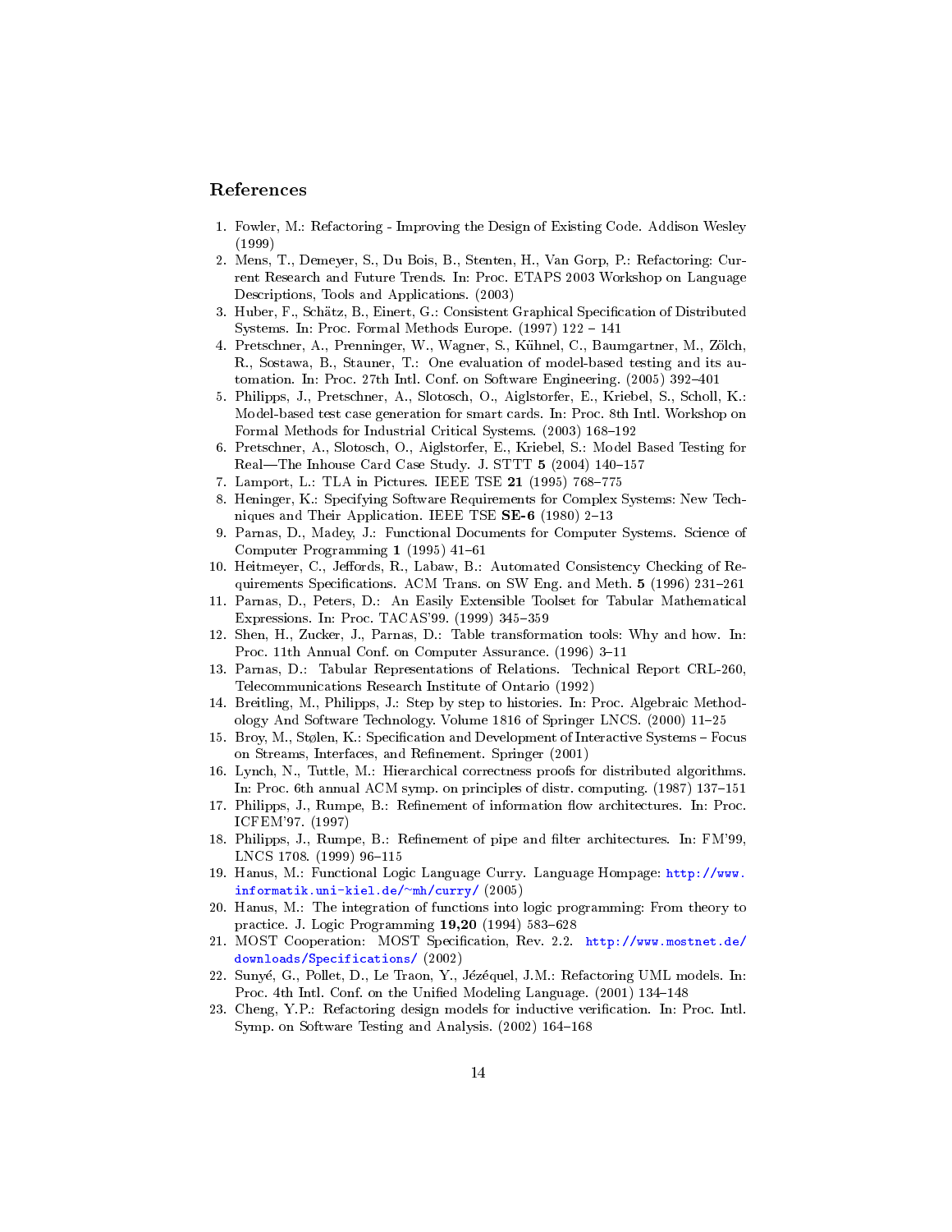## References

1. Fowler, M.: Refactoring - Improving the Design of Existing Code. Addison Wesley (1999)
2. Mens, T., Demeyer, S., Du Bois, B., Stenten, H., Van Gorp, P.: Refactoring: Current Research and Future Trends. In: Proc. ETAPS 2003 Workshop on Language Descriptions, Tools and Applications. (2003)
3. Huber, F., Schätz, B., Einert, G.: Consistent Graphical Specification of Distributed Systems. In: Proc. Formal Methods Europe. (1997) 122 – 141
4. Pretschner, A., Prenninger, W., Wagner, S., Kühnel, C., Baumgartner, M., Zölch, R., Sostawa, B., Stauner, T.: One evaluation of model-based testing and its automation. In: Proc. 27th Intl. Conf. on Software Engineering. (2005) 392–401
5. Philipps, J., Pretschner, A., Slotosch, O., Aiglstorfer, E., Kriebel, S., Scholl, K.: Model-based test case generation for smart cards. In: Proc. 8th Intl. Workshop on Formal Methods for Industrial Critical Systems. (2003) 168–192
6. Pretschner, A., Slotosch, O., Aiglstorfer, E., Kriebel, S.: Model Based Testing for Real—The Inhouse Card Case Study. J. STTT **5** (2004) 140–157
7. Lamport, L.: TLA in Pictures. IEEE TSE **21** (1995) 768–775
8. Heninger, K.: Specifying Software Requirements for Complex Systems: New Techniques and Their Application. IEEE TSE **SE-6** (1980) 2–13
9. Parnas, D., Madey, J.: Functional Documents for Computer Systems. Science of Computer Programming **1** (1995) 41–61
10. Heitmeyer, C., Jeffords, R., Labaw, B.: Automated Consistency Checking of Requirements Specifications. ACM Trans. on SW Eng. and Meth. **5** (1996) 231–261
11. Parnas, D., Peters, D.: An Easily Extensible Toolset for Tabular Mathematical Expressions. In: Proc. TACAS'99. (1999) 345–359
12. Shen, H., Zucker, J., Parnas, D.: Table transformation tools: Why and how. In: Proc. 11th Annual Conf. on Computer Assurance. (1996) 3–11
13. Parnas, D.: Tabular Representations of Relations. Technical Report CRL-260, Telecommunications Research Institute of Ontario (1992)
14. Breitling, M., Philipps, J.: Step by step to histories. In: Proc. Algebraic Methodology And Software Technology. Volume 1816 of Springer LNCS. (2000) 11–25
15. Broy, M., Stølen, K.: Specification and Development of Interactive Systems – Focus on Streams, Interfaces, and Refinement. Springer (2001)
16. Lynch, N., Tuttle, M.: Hierarchical correctness proofs for distributed algorithms. In: Proc. 6th annual ACM symp. on principles of distr. computing. (1987) 137–151
17. Philipps, J., Rumpe, B.: Refinement of information flow architectures. In: Proc. ICFEM'97. (1997)
18. Philipps, J., Rumpe, B.: Refinement of pipe and filter architectures. In: FM'99, LNCS 1708. (1999) 96–115
19. Hanus, M.: Functional Logic Language Curry. Language Hompage: http://www.informatik.uni-kiel.de/~mh/curry/ (2005)
20. Hanus, M.: The integration of functions into logic programming: From theory to practice. J. Logic Programming **19,20** (1994) 583–628
21. MOST Cooperation: MOST Specification, Rev. 2.2. http://www.mostnet.de/downloads/Specifications/ (2002)
22. Sunyé, G., Pollet, D., Le Traon, Y., Jézéquel, J.M.: Refactoring UML models. In: Proc. 4th Intl. Conf. on the Unified Modeling Language. (2001) 134–148
23. Cheng, Y.P.: Refactoring design models for inductive verification. In: Proc. Intl. Symp. on Software Testing and Analysis. (2002) 164–168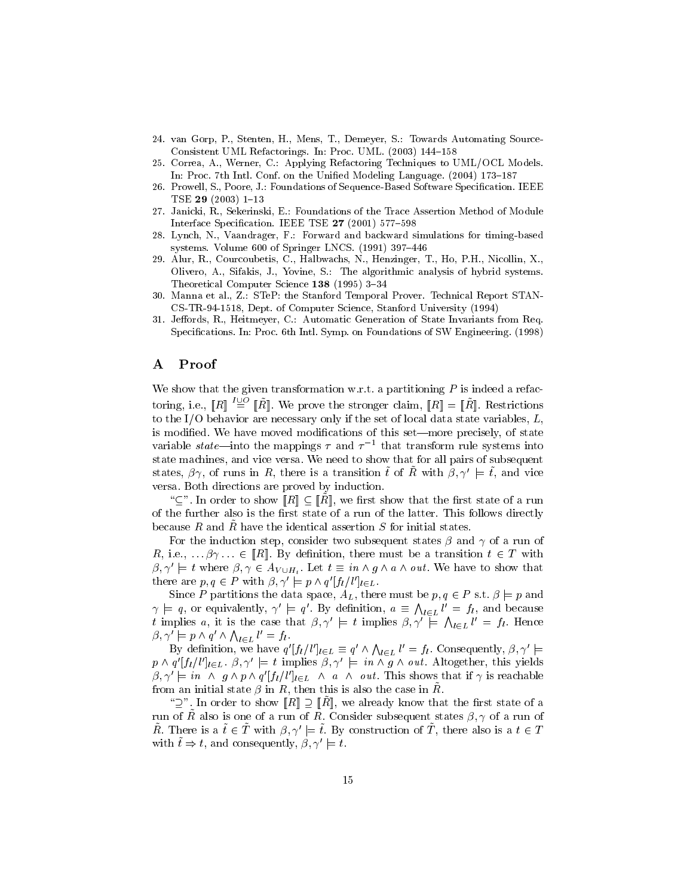24. van Gorp, P., Stenten, H., Mens, T., Demeyer, S.: Towards Automating Source-Consistent UML Refactorings. In: Proc. UML. (2003) 144–158
25. Correa, A., Werner, C.: Applying Refactoring Techniques to UML/OCL Models. In: Proc. 7th Intl. Conf. on the Unified Modeling Language. (2004) 173–187
26. Prowell, S., Poore, J.: Foundations of Sequence-Based Software Specification. IEEE TSE **29** (2003) 1–13
27. Janicki, R., Sekerinski, E.: Foundations of the Trace Assertion Method of Module Interface Specification. IEEE TSE **27** (2001) 577–598
28. Lynch, N., Vaandrager, F.: Forward and backward simulations for timing-based systems. Volume 600 of Springer LNCS. (1991) 397–446
29. Alur, R., Courcoubetis, C., Halbwachs, N., Henzinger, T., Ho, P.H., Nicollin, X., Olivero, A., Sifakis, J., Yovine, S.: The algorithmic analysis of hybrid systems. Theoretical Computer Science **138** (1995) 3–34
30. Manna et al., Z.: STeP: the Stanford Temporal Prover. Technical Report STAN-CS-TR-94-1518, Dept. of Computer Science, Stanford University (1994)
31. Jeffords, R., Heitmeyer, C.: Automatic Generation of State Invariants from Req. Specifications. In: Proc. 6th Intl. Symp. on Foundations of SW Engineering. (1998)

# A Proof

We show that the given transformation w.r.t. a partitioning $P$ is indeed a refactoring, i.e., $[\![R]\!] \stackrel{I \cup O}{=} [\![\tilde{R}]\!]$. We prove the stronger claim, $[\![R]\!] = [\![\tilde{R}]\!]$. Restrictions to the I/O behavior are necessary only if the set of local data state variables, $L$, is modified. We have moved modifications of this set—more precisely, of state variable *state*—into the mappings $\tau$ and $\tau^{-1}$ that transform rule systems into state machines, and vice versa. We need to show that for all pairs of subsequent states, $\beta\gamma$, of runs in $R$, there is a transition $\tilde{t}$ of $\tilde{R}$ with $\beta, \gamma' \models \tilde{t}$, and vice versa. Both directions are proved by induction.

"$\subseteq$". In order to show $[\![R]\!] \subseteq [\![\tilde{R}]\!]$, we first show that the first state of a run of the further also is the first state of a run of the latter. This follows directly because $R$ and $\tilde{R}$ have the identical assertion $S$ for initial states.

For the induction step, consider two subsequent states $\beta$ and $\gamma$ of a run of $R$, i.e., $\ldots\beta\gamma\ldots \in [\![R]\!]$. By definition, there must be a transition $t \in T$ with $\beta, \gamma' \models t$ where $\beta, \gamma \in A_{V \cup H_t}$. Let $t \equiv in \wedge g \wedge a \wedge out$. We have to show that there are $p, q \in P$ with $\beta, \gamma' \models p \wedge q'[f_l/l']_{l \in L}$.

Since $P$ partitions the data space, $A_L$, there must be $p, q \in P$ s.t. $\beta \models p$ and $\gamma \models q$, or equivalently, $\gamma' \models q'$. By definition, $a \equiv \bigwedge_{l \in L} l' = f_l$, and because $t$ implies $a$, it is the case that $\beta, \gamma' \models t$ implies $\beta, \gamma' \models \bigwedge_{l \in L} l' = f_l$. Hence $\beta, \gamma' \models p \wedge q' \wedge \bigwedge_{l \in L} l' = f_l$.

By definition, we have $q'[f_l/l']_{l \in L} \equiv q' \wedge \bigwedge_{l \in L} l' = f_l$. Consequently, $\beta, \gamma' \models p \wedge q'[f_l/l']_{l \in L}$. $\beta, \gamma' \models t$ implies $\beta, \gamma' \models in \wedge g \wedge out$. Altogether, this yields $\beta, \gamma' \models in \;\wedge\; g \wedge p \wedge q'[f_l/l']_{l \in L} \;\wedge\; a \;\wedge\; out$. This shows that if $\gamma$ is reachable from an initial state $\beta$ in $R$, then this is also the case in $\tilde{R}$.

"$\supseteq$". In order to show $[\![R]\!] \supseteq [\![\tilde{R}]\!]$, we already know that the first state of a run of $\tilde{R}$ also is one of a run of $R$. Consider subsequent states $\beta, \gamma$ of a run of $\tilde{R}$. There is a $\tilde{t} \in \tilde{T}$ with $\beta, \gamma' \models \tilde{t}$. By construction of $\tilde{T}$, there also is a $t \in T$ with $\tilde{t} \Rightarrow t$, and consequently, $\beta, \gamma' \models t$.